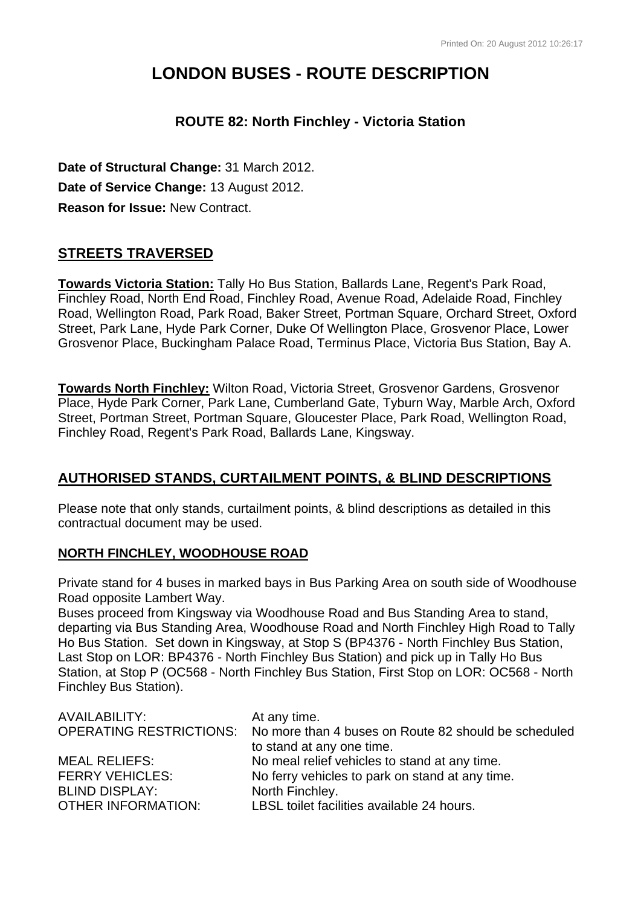# LONDON BUSES - ROUTE DESCRIPTION

## ROUTE 82: North Finchley - Victoria Station

**Date of Structural Change:** 31 March 2012.

**Date of Service Change:** 13 August 2012.

**Reason for Issue:** New Contract.

## STREETS TRAVERSED

**Towards Victoria Station:** Tally Ho Bus Station, Ballards Lane, Regent's Park Road, Finchley Road, North End Road, Finchley Road, Avenue Road, Adelaide Road, Finchley Road, Wellington Road, Park Road, Baker Street, Portman Square, Orchard Street, Oxford Street, Park Lane, Hyde Park Corner, Duke Of Wellington Place, Grosvenor Place, Lower Grosvenor Place, Buckingham Palace Road, Terminus Place, Victoria Bus Station, Bay A.

**Towards North Finchley:** Wilton Road, Victoria Street, Grosvenor Gardens, Grosvenor Place, Hyde Park Corner, Park Lane, Cumberland Gate, Tyburn Way, Marble Arch, Oxford Street, Portman Street, Portman Square, Gloucester Place, Park Road, Wellington Road, Finchley Road, Regent's Park Road, Ballards Lane, Kingsway.

## AUTHORISED STANDS, CURTAILMENT POINTS, & BLIND DESCRIPTIONS

Please note that only stands, curtailment points, & blind descriptions as detailed in this contractual document may be used.

### NORTH FINCHLEY, WOODHOUSE ROAD

Private stand for 4 buses in marked bays in Bus Parking Area on south side of Woodhouse Road opposite Lambert Way.
Buses proceed from Kingsway via Woodhouse Road and Bus Standing Area to stand, departing via Bus Standing Area, Woodhouse Road and North Finchley High Road to Tally Ho Bus Station. Set down in Kingsway, at Stop S (BP4376 - North Finchley Bus Station, Last Stop on LOR: BP4376 - North Finchley Bus Station) and pick up in Tally Ho Bus Station, at Stop P (OC568 - North Finchley Bus Station, First Stop on LOR: OC568 - North Finchley Bus Station).

| | |
|---|---|
| AVAILABILITY: | At any time. |
| OPERATING RESTRICTIONS: | No more than 4 buses on Route 82 should be scheduled to stand at any one time. |
| MEAL RELIEFS: | No meal relief vehicles to stand at any time. |
| FERRY VEHICLES: | No ferry vehicles to park on stand at any time. |
| BLIND DISPLAY: | North Finchley. |
| OTHER INFORMATION: | LBSL toilet facilities available 24 hours. |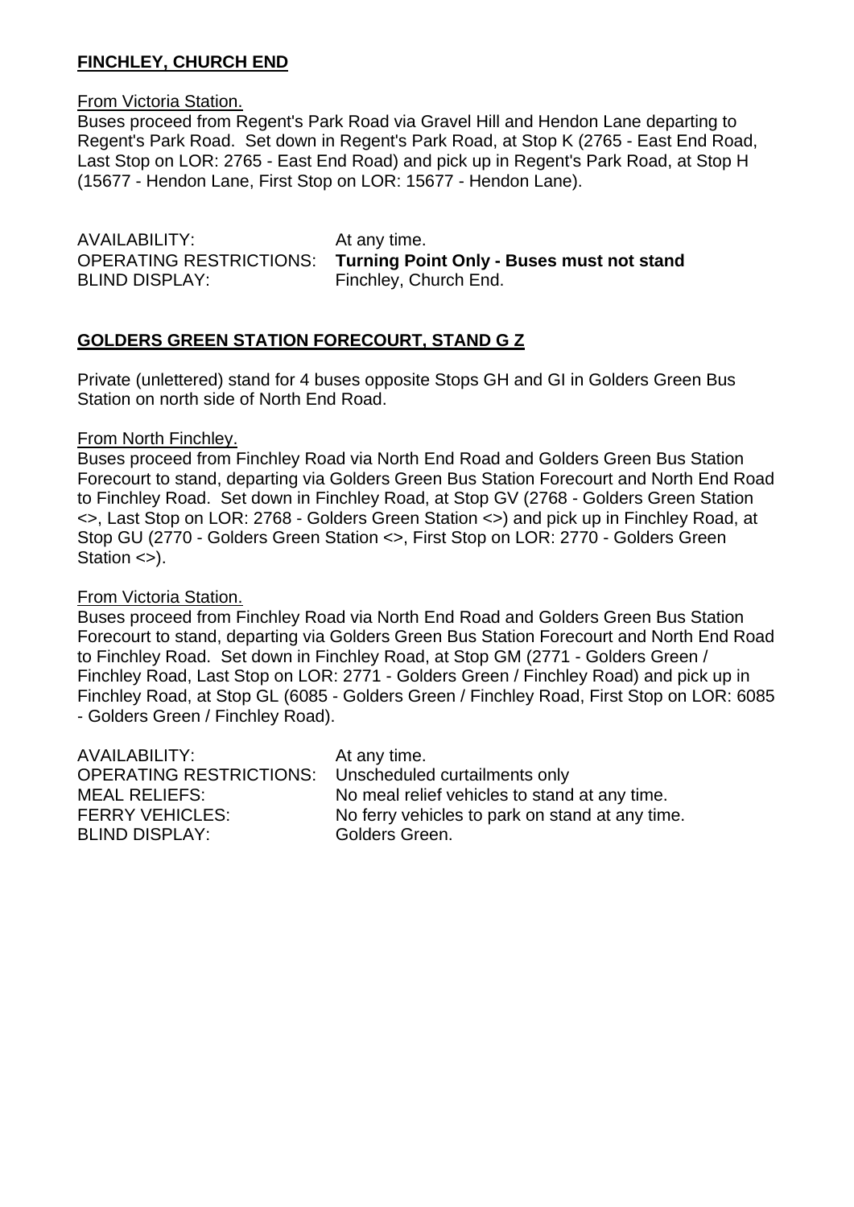**FINCHLEY, CHURCH END**

From Victoria Station.

Buses proceed from Regent's Park Road via Gravel Hill and Hendon Lane departing to Regent's Park Road. Set down in Regent's Park Road, at Stop K (2765 - East End Road, Last Stop on LOR: 2765 - East End Road) and pick up in Regent's Park Road, at Stop H (15677 - Hendon Lane, First Stop on LOR: 15677 - Hendon Lane).

AVAILABILITY: At any time.
OPERATING RESTRICTIONS: **Turning Point Only - Buses must not stand**
BLIND DISPLAY: Finchley, Church End.

**GOLDERS GREEN STATION FORECOURT, STAND G Z**

Private (unlettered) stand for 4 buses opposite Stops GH and GI in Golders Green Bus Station on north side of North End Road.

From North Finchley.

Buses proceed from Finchley Road via North End Road and Golders Green Bus Station Forecourt to stand, departing via Golders Green Bus Station Forecourt and North End Road to Finchley Road. Set down in Finchley Road, at Stop GV (2768 - Golders Green Station <>, Last Stop on LOR: 2768 - Golders Green Station <>) and pick up in Finchley Road, at Stop GU (2770 - Golders Green Station <>, First Stop on LOR: 2770 - Golders Green Station <>).

From Victoria Station.

Buses proceed from Finchley Road via North End Road and Golders Green Bus Station Forecourt to stand, departing via Golders Green Bus Station Forecourt and North End Road to Finchley Road. Set down in Finchley Road, at Stop GM (2771 - Golders Green / Finchley Road, Last Stop on LOR: 2771 - Golders Green / Finchley Road) and pick up in Finchley Road, at Stop GL (6085 - Golders Green / Finchley Road, First Stop on LOR: 6085 - Golders Green / Finchley Road).

AVAILABILITY: At any time.
OPERATING RESTRICTIONS: Unscheduled curtailments only
MEAL RELIEFS: No meal relief vehicles to stand at any time.
FERRY VEHICLES: No ferry vehicles to park on stand at any time.
BLIND DISPLAY: Golders Green.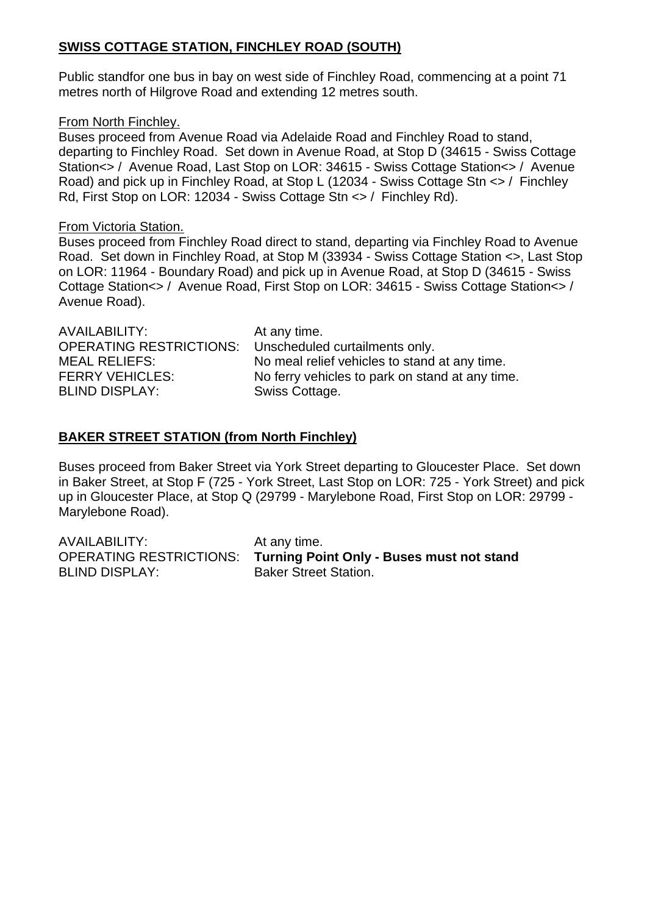**<u>SWISS COTTAGE STATION, FINCHLEY ROAD (SOUTH)</u>**

Public standfor one bus in bay on west side of Finchley Road, commencing at a point 71 metres north of Hilgrove Road and extending 12 metres south.

<u>From North Finchley.</u>
Buses proceed from Avenue Road via Adelaide Road and Finchley Road to stand, departing to Finchley Road. Set down in Avenue Road, at Stop D (34615 - Swiss Cottage Station<> / Avenue Road, Last Stop on LOR: 34615 - Swiss Cottage Station<> / Avenue Road) and pick up in Finchley Road, at Stop L (12034 - Swiss Cottage Stn <> / Finchley Rd, First Stop on LOR: 12034 - Swiss Cottage Stn <> / Finchley Rd).

<u>From Victoria Station.</u>
Buses proceed from Finchley Road direct to stand, departing via Finchley Road to Avenue Road. Set down in Finchley Road, at Stop M (33934 - Swiss Cottage Station <>, Last Stop on LOR: 11964 - Boundary Road) and pick up in Avenue Road, at Stop D (34615 - Swiss Cottage Station<> / Avenue Road, First Stop on LOR: 34615 - Swiss Cottage Station<> / Avenue Road).

AVAILABILITY: At any time.
OPERATING RESTRICTIONS: Unscheduled curtailments only.
MEAL RELIEFS: No meal relief vehicles to stand at any time.
FERRY VEHICLES: No ferry vehicles to park on stand at any time.
BLIND DISPLAY: Swiss Cottage.

**<u>BAKER STREET STATION (from North Finchley)</u>**

Buses proceed from Baker Street via York Street departing to Gloucester Place. Set down in Baker Street, at Stop F (725 - York Street, Last Stop on LOR: 725 - York Street) and pick up in Gloucester Place, at Stop Q (29799 - Marylebone Road, First Stop on LOR: 29799 - Marylebone Road).

AVAILABILITY: At any time.
OPERATING RESTRICTIONS: **Turning Point Only - Buses must not stand**
BLIND DISPLAY: Baker Street Station.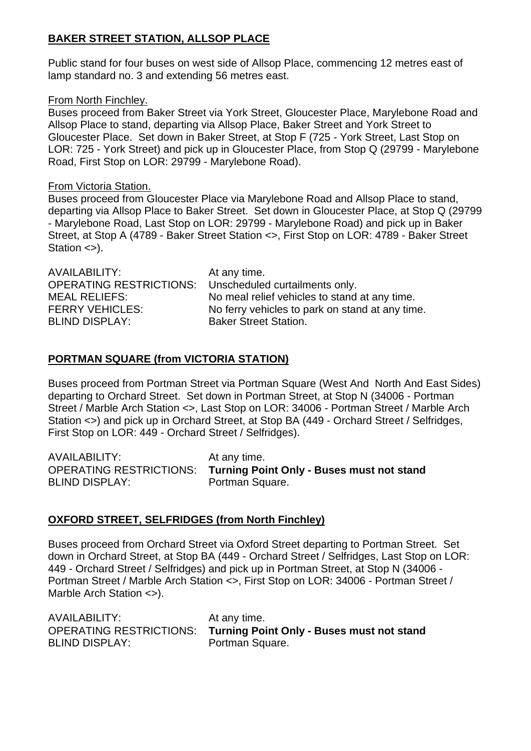## BAKER STREET STATION, ALLSOP PLACE

Public stand for four buses on west side of Allsop Place, commencing 12 metres east of lamp standard no. 3 and extending 56 metres east.

From North Finchley.

Buses proceed from Baker Street via York Street, Gloucester Place, Marylebone Road and Allsop Place to stand, departing via Allsop Place, Baker Street and York Street to Gloucester Place. Set down in Baker Street, at Stop F (725 - York Street, Last Stop on LOR: 725 - York Street) and pick up in Gloucester Place, from Stop Q (29799 - Marylebone Road, First Stop on LOR: 29799 - Marylebone Road).

From Victoria Station.

Buses proceed from Gloucester Place via Marylebone Road and Allsop Place to stand, departing via Allsop Place to Baker Street. Set down in Gloucester Place, at Stop Q (29799 - Marylebone Road, Last Stop on LOR: 29799 - Marylebone Road) and pick up in Baker Street, at Stop A (4789 - Baker Street Station <>, First Stop on LOR: 4789 - Baker Street Station <>).

| | |
|---|---|
| AVAILABILITY: | At any time. |
| OPERATING RESTRICTIONS: | Unscheduled curtailments only. |
| MEAL RELIEFS: | No meal relief vehicles to stand at any time. |
| FERRY VEHICLES: | No ferry vehicles to park on stand at any time. |
| BLIND DISPLAY: | Baker Street Station. |

## PORTMAN SQUARE (from VICTORIA STATION)

Buses proceed from Portman Street via Portman Square (West And North And East Sides) departing to Orchard Street. Set down in Portman Street, at Stop N (34006 - Portman Street / Marble Arch Station <>, Last Stop on LOR: 34006 - Portman Street / Marble Arch Station <>) and pick up in Orchard Street, at Stop BA (449 - Orchard Street / Selfridges, First Stop on LOR: 449 - Orchard Street / Selfridges).

| | |
|---|---|
| AVAILABILITY: | At any time. |
| OPERATING RESTRICTIONS: | **Turning Point Only - Buses must not stand** |
| BLIND DISPLAY: | Portman Square. |

## OXFORD STREET, SELFRIDGES (from North Finchley)

Buses proceed from Orchard Street via Oxford Street departing to Portman Street. Set down in Orchard Street, at Stop BA (449 - Orchard Street / Selfridges, Last Stop on LOR: 449 - Orchard Street / Selfridges) and pick up in Portman Street, at Stop N (34006 - Portman Street / Marble Arch Station <>, First Stop on LOR: 34006 - Portman Street / Marble Arch Station <>).

| | |
|---|---|
| AVAILABILITY: | At any time. |
| OPERATING RESTRICTIONS: | **Turning Point Only - Buses must not stand** |
| BLIND DISPLAY: | Portman Square. |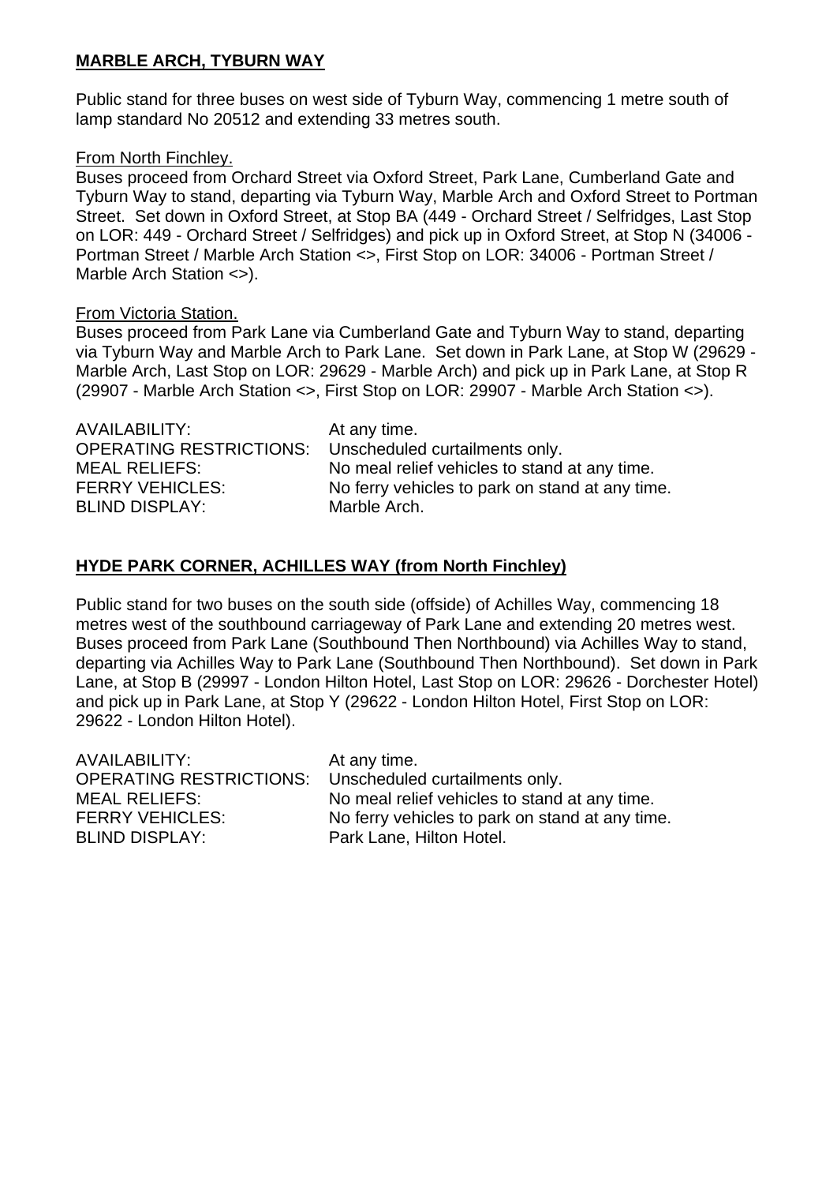## **MARBLE ARCH, TYBURN WAY**

Public stand for three buses on west side of Tyburn Way, commencing 1 metre south of lamp standard No 20512 and extending 33 metres south.

From North Finchley.

Buses proceed from Orchard Street via Oxford Street, Park Lane, Cumberland Gate and Tyburn Way to stand, departing via Tyburn Way, Marble Arch and Oxford Street to Portman Street. Set down in Oxford Street, at Stop BA (449 - Orchard Street / Selfridges, Last Stop on LOR: 449 - Orchard Street / Selfridges) and pick up in Oxford Street, at Stop N (34006 - Portman Street / Marble Arch Station <>, First Stop on LOR: 34006 - Portman Street / Marble Arch Station <>).

From Victoria Station.

Buses proceed from Park Lane via Cumberland Gate and Tyburn Way to stand, departing via Tyburn Way and Marble Arch to Park Lane. Set down in Park Lane, at Stop W (29629 - Marble Arch, Last Stop on LOR: 29629 - Marble Arch) and pick up in Park Lane, at Stop R (29907 - Marble Arch Station <>, First Stop on LOR: 29907 - Marble Arch Station <>).

| | |
|---|---|
| AVAILABILITY: | At any time. |
| OPERATING RESTRICTIONS: | Unscheduled curtailments only. |
| MEAL RELIEFS: | No meal relief vehicles to stand at any time. |
| FERRY VEHICLES: | No ferry vehicles to park on stand at any time. |
| BLIND DISPLAY: | Marble Arch. |

## **HYDE PARK CORNER, ACHILLES WAY (from North Finchley)**

Public stand for two buses on the south side (offside) of Achilles Way, commencing 18 metres west of the southbound carriageway of Park Lane and extending 20 metres west. Buses proceed from Park Lane (Southbound Then Northbound) via Achilles Way to stand, departing via Achilles Way to Park Lane (Southbound Then Northbound). Set down in Park Lane, at Stop B (29997 - London Hilton Hotel, Last Stop on LOR: 29626 - Dorchester Hotel) and pick up in Park Lane, at Stop Y (29622 - London Hilton Hotel, First Stop on LOR: 29622 - London Hilton Hotel).

| | |
|---|---|
| AVAILABILITY: | At any time. |
| OPERATING RESTRICTIONS: | Unscheduled curtailments only. |
| MEAL RELIEFS: | No meal relief vehicles to stand at any time. |
| FERRY VEHICLES: | No ferry vehicles to park on stand at any time. |
| BLIND DISPLAY: | Park Lane, Hilton Hotel. |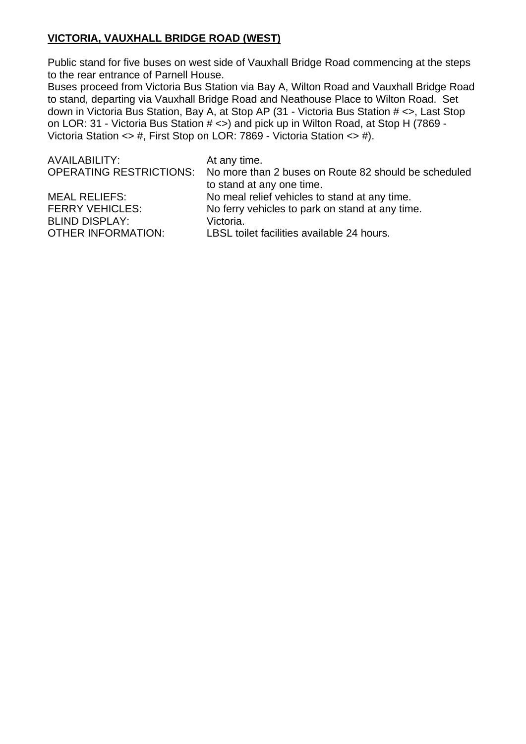**VICTORIA, VAUXHALL BRIDGE ROAD (WEST)**

Public stand for five buses on west side of Vauxhall Bridge Road commencing at the steps to the rear entrance of Parnell House.
Buses proceed from Victoria Bus Station via Bay A, Wilton Road and Vauxhall Bridge Road to stand, departing via Vauxhall Bridge Road and Neathouse Place to Wilton Road. Set down in Victoria Bus Station, Bay A, at Stop AP (31 - Victoria Bus Station # <>, Last Stop on LOR: 31 - Victoria Bus Station # <>) and pick up in Wilton Road, at Stop H (7869 - Victoria Station <> #, First Stop on LOR: 7869 - Victoria Station <> #).

| | |
|---|---|
| AVAILABILITY: | At any time. |
| OPERATING RESTRICTIONS: | No more than 2 buses on Route 82 should be scheduled to stand at any one time. |
| MEAL RELIEFS: | No meal relief vehicles to stand at any time. |
| FERRY VEHICLES: | No ferry vehicles to park on stand at any time. |
| BLIND DISPLAY: | Victoria. |
| OTHER INFORMATION: | LBSL toilet facilities available 24 hours. |